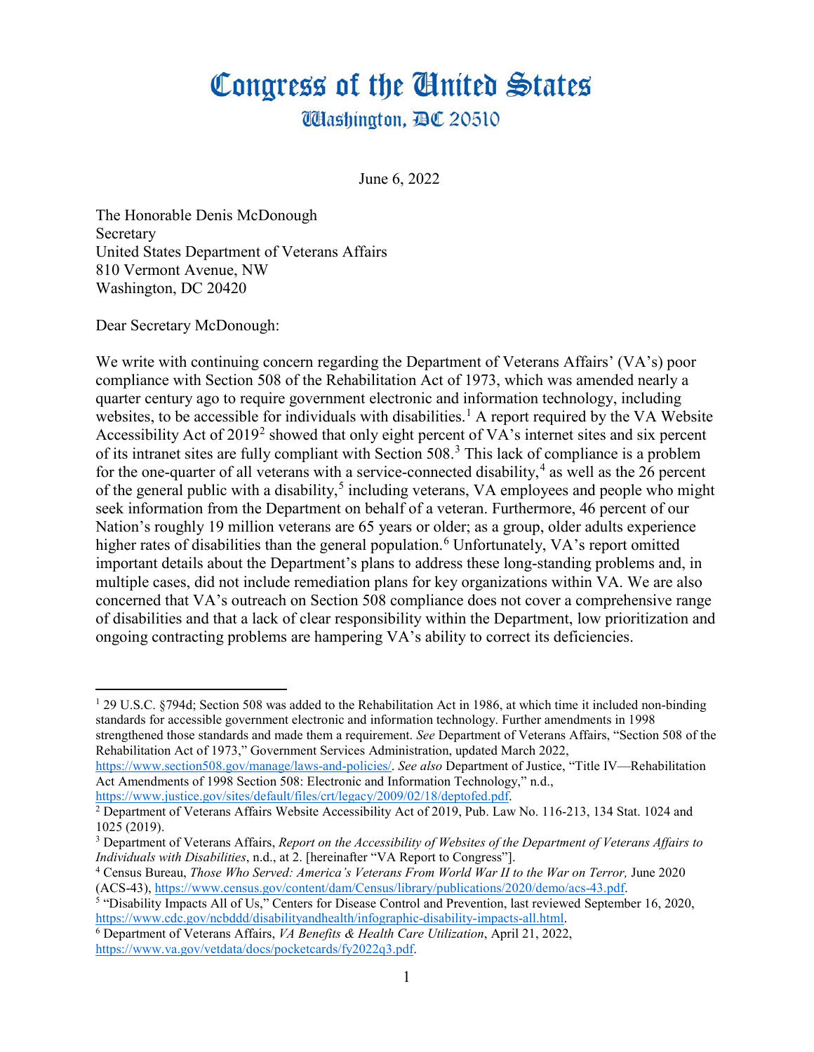# Congress of the United States

## Washington, DC 20510

June 6, 2022

The Honorable Denis McDonough
Secretary
United States Department of Veterans Affairs
810 Vermont Avenue, NW
Washington, DC 20420

Dear Secretary McDonough:

We write with continuing concern regarding the Department of Veterans Affairs' (VA's) poor compliance with Section 508 of the Rehabilitation Act of 1973, which was amended nearly a quarter century ago to require government electronic and information technology, including websites, to be accessible for individuals with disabilities.[1] A report required by the VA Website Accessibility Act of 2019[2] showed that only eight percent of VA's internet sites and six percent of its intranet sites are fully compliant with Section 508.[3] This lack of compliance is a problem for the one-quarter of all veterans with a service-connected disability,[4] as well as the 26 percent of the general public with a disability,[5] including veterans, VA employees and people who might seek information from the Department on behalf of a veteran. Furthermore, 46 percent of our Nation's roughly 19 million veterans are 65 years or older; as a group, older adults experience higher rates of disabilities than the general population.[6] Unfortunately, VA's report omitted important details about the Department's plans to address these long-standing problems and, in multiple cases, did not include remediation plans for key organizations within VA. We are also concerned that VA's outreach on Section 508 compliance does not cover a comprehensive range of disabilities and that a lack of clear responsibility within the Department, low prioritization and ongoing contracting problems are hampering VA's ability to correct its deficiencies.

---

[1] 29 U.S.C. §794d; Section 508 was added to the Rehabilitation Act in 1986, at which time it included non-binding standards for accessible government electronic and information technology. Further amendments in 1998 strengthened those standards and made them a requirement. *See* Department of Veterans Affairs, "Section 508 of the Rehabilitation Act of 1973," Government Services Administration, updated March 2022, https://www.section508.gov/manage/laws-and-policies/. *See also* Department of Justice, "Title IV—Rehabilitation Act Amendments of 1998 Section 508: Electronic and Information Technology," n.d., https://www.justice.gov/sites/default/files/crt/legacy/2009/02/18/deptofed.pdf.

[2] Department of Veterans Affairs Website Accessibility Act of 2019, Pub. Law No. 116-213, 134 Stat. 1024 and 1025 (2019).

[3] Department of Veterans Affairs, *Report on the Accessibility of Websites of the Department of Veterans Affairs to Individuals with Disabilities*, n.d., at 2. [hereinafter "VA Report to Congress"].

[4] Census Bureau, *Those Who Served: America's Veterans From World War II to the War on Terror,* June 2020 (ACS-43), https://www.census.gov/content/dam/Census/library/publications/2020/demo/acs-43.pdf.

[5] "Disability Impacts All of Us," Centers for Disease Control and Prevention, last reviewed September 16, 2020, https://www.cdc.gov/ncbddd/disabilityandhealth/infographic-disability-impacts-all.html.

[6] Department of Veterans Affairs, *VA Benefits & Health Care Utilization*, April 21, 2022, https://www.va.gov/vetdata/docs/pocketcards/fy2022q3.pdf.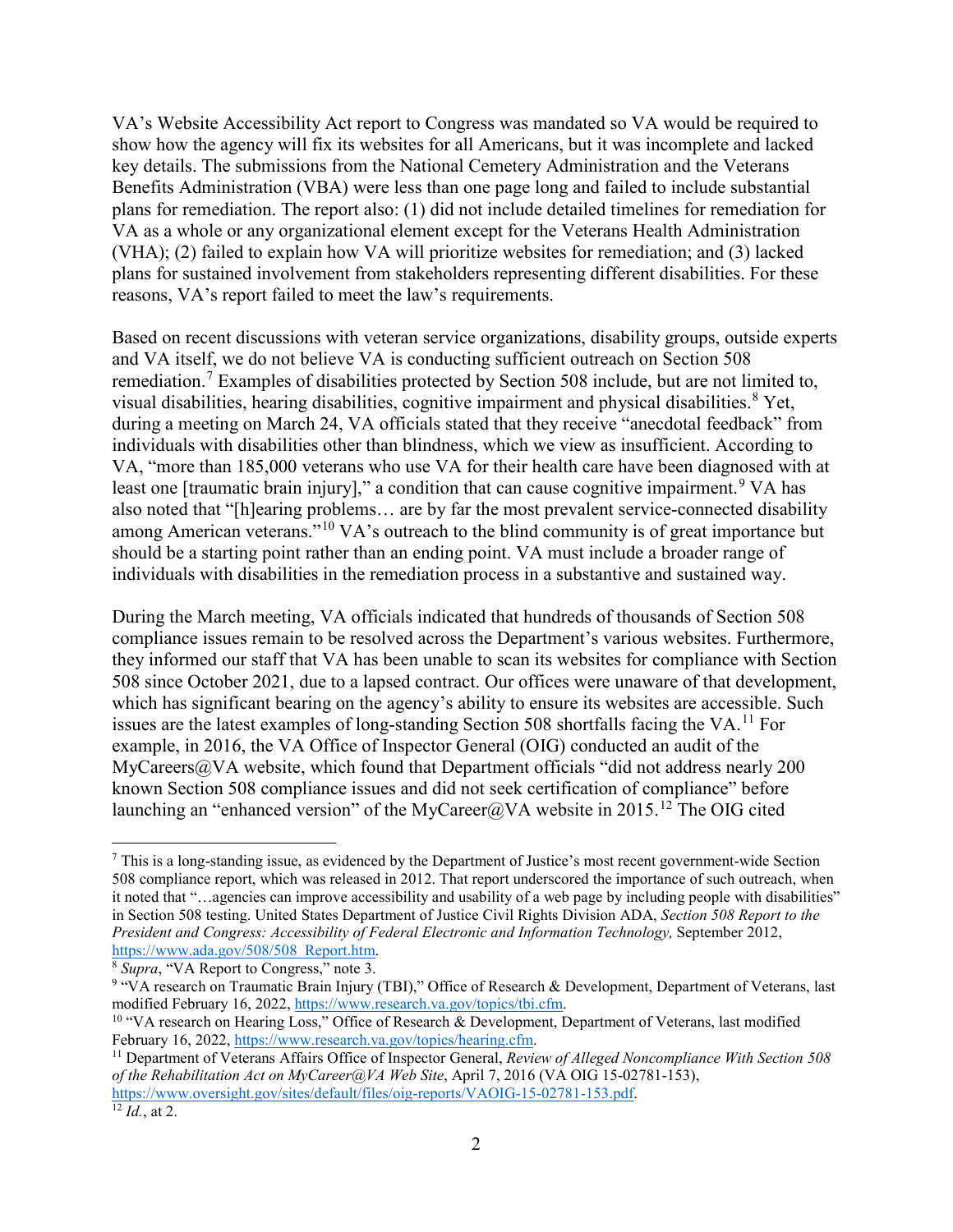VA's Website Accessibility Act report to Congress was mandated so VA would be required to show how the agency will fix its websites for all Americans, but it was incomplete and lacked key details. The submissions from the National Cemetery Administration and the Veterans Benefits Administration (VBA) were less than one page long and failed to include substantial plans for remediation. The report also: (1) did not include detailed timelines for remediation for VA as a whole or any organizational element except for the Veterans Health Administration (VHA); (2) failed to explain how VA will prioritize websites for remediation; and (3) lacked plans for sustained involvement from stakeholders representing different disabilities. For these reasons, VA's report failed to meet the law's requirements.

Based on recent discussions with veteran service organizations, disability groups, outside experts and VA itself, we do not believe VA is conducting sufficient outreach on Section 508 remediation.[7] Examples of disabilities protected by Section 508 include, but are not limited to, visual disabilities, hearing disabilities, cognitive impairment and physical disabilities.[8] Yet, during a meeting on March 24, VA officials stated that they receive "anecdotal feedback" from individuals with disabilities other than blindness, which we view as insufficient. According to VA, "more than 185,000 veterans who use VA for their health care have been diagnosed with at least one [traumatic brain injury]," a condition that can cause cognitive impairment.[9] VA has also noted that "[h]earing problems… are by far the most prevalent service-connected disability among American veterans."[10] VA's outreach to the blind community is of great importance but should be a starting point rather than an ending point. VA must include a broader range of individuals with disabilities in the remediation process in a substantive and sustained way.

During the March meeting, VA officials indicated that hundreds of thousands of Section 508 compliance issues remain to be resolved across the Department's various websites. Furthermore, they informed our staff that VA has been unable to scan its websites for compliance with Section 508 since October 2021, due to a lapsed contract. Our offices were unaware of that development, which has significant bearing on the agency's ability to ensure its websites are accessible. Such issues are the latest examples of long-standing Section 508 shortfalls facing the VA.[11] For example, in 2016, the VA Office of Inspector General (OIG) conducted an audit of the MyCareers@VA website, which found that Department officials "did not address nearly 200 known Section 508 compliance issues and did not seek certification of compliance" before launching an "enhanced version" of the MyCareer@VA website in 2015.[12] The OIG cited

---

[7] This is a long-standing issue, as evidenced by the Department of Justice's most recent government-wide Section 508 compliance report, which was released in 2012. That report underscored the importance of such outreach, when it noted that "…agencies can improve accessibility and usability of a web page by including people with disabilities" in Section 508 testing. United States Department of Justice Civil Rights Division ADA, *Section 508 Report to the President and Congress: Accessibility of Federal Electronic and Information Technology,* September 2012, https://www.ada.gov/508/508_Report.htm.

[8] *Supra*, "VA Report to Congress," note 3.

[9] "VA research on Traumatic Brain Injury (TBI)," Office of Research & Development, Department of Veterans, last modified February 16, 2022, https://www.research.va.gov/topics/tbi.cfm.

[10] "VA research on Hearing Loss," Office of Research & Development, Department of Veterans, last modified February 16, 2022, https://www.research.va.gov/topics/hearing.cfm.

[11] Department of Veterans Affairs Office of Inspector General, *Review of Alleged Noncompliance With Section 508 of the Rehabilitation Act on MyCareer@VA Web Site*, April 7, 2016 (VA OIG 15-02781-153), https://www.oversight.gov/sites/default/files/oig-reports/VAOIG-15-02781-153.pdf.

[12] *Id.*, at 2.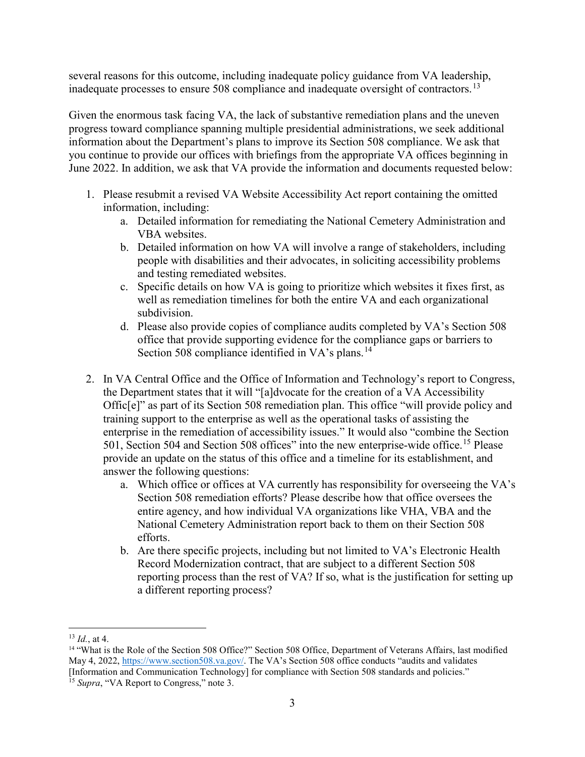several reasons for this outcome, including inadequate policy guidance from VA leadership, inadequate processes to ensure 508 compliance and inadequate oversight of contractors.[13]

Given the enormous task facing VA, the lack of substantive remediation plans and the uneven progress toward compliance spanning multiple presidential administrations, we seek additional information about the Department's plans to improve its Section 508 compliance. We ask that you continue to provide our offices with briefings from the appropriate VA offices beginning in June 2022. In addition, we ask that VA provide the information and documents requested below:

1. Please resubmit a revised VA Website Accessibility Act report containing the omitted information, including:
   a. Detailed information for remediating the National Cemetery Administration and VBA websites.
   b. Detailed information on how VA will involve a range of stakeholders, including people with disabilities and their advocates, in soliciting accessibility problems and testing remediated websites.
   c. Specific details on how VA is going to prioritize which websites it fixes first, as well as remediation timelines for both the entire VA and each organizational subdivision.
   d. Please also provide copies of compliance audits completed by VA's Section 508 office that provide supporting evidence for the compliance gaps or barriers to Section 508 compliance identified in VA's plans.[14]

2. In VA Central Office and the Office of Information and Technology's report to Congress, the Department states that it will "[a]dvocate for the creation of a VA Accessibility Offic[e]" as part of its Section 508 remediation plan. This office "will provide policy and training support to the enterprise as well as the operational tasks of assisting the enterprise in the remediation of accessibility issues." It would also "combine the Section 501, Section 504 and Section 508 offices" into the new enterprise-wide office.[15] Please provide an update on the status of this office and a timeline for its establishment, and answer the following questions:
   a. Which office or offices at VA currently has responsibility for overseeing the VA's Section 508 remediation efforts? Please describe how that office oversees the entire agency, and how individual VA organizations like VHA, VBA and the National Cemetery Administration report back to them on their Section 508 efforts.
   b. Are there specific projects, including but not limited to VA's Electronic Health Record Modernization contract, that are subject to a different Section 508 reporting process than the rest of VA? If so, what is the justification for setting up a different reporting process?

---

[13] *Id.*, at 4.

[14] "What is the Role of the Section 508 Office?" Section 508 Office, Department of Veterans Affairs, last modified May 4, 2022, https://www.section508.va.gov/. The VA's Section 508 office conducts "audits and validates [Information and Communication Technology] for compliance with Section 508 standards and policies."

[15] *Supra*, "VA Report to Congress," note 3.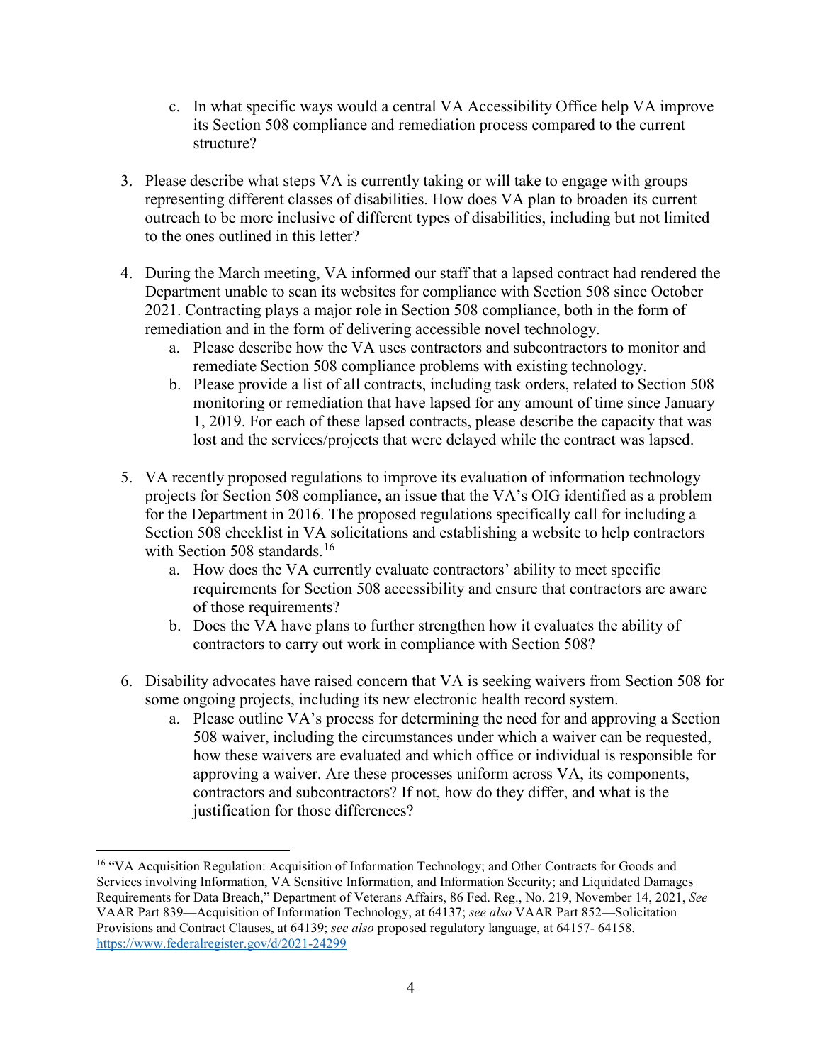c. In what specific ways would a central VA Accessibility Office help VA improve its Section 508 compliance and remediation process compared to the current structure?

3. Please describe what steps VA is currently taking or will take to engage with groups representing different classes of disabilities. How does VA plan to broaden its current outreach to be more inclusive of different types of disabilities, including but not limited to the ones outlined in this letter?

4. During the March meeting, VA informed our staff that a lapsed contract had rendered the Department unable to scan its websites for compliance with Section 508 since October 2021. Contracting plays a major role in Section 508 compliance, both in the form of remediation and in the form of delivering accessible novel technology.
   a. Please describe how the VA uses contractors and subcontractors to monitor and remediate Section 508 compliance problems with existing technology.
   b. Please provide a list of all contracts, including task orders, related to Section 508 monitoring or remediation that have lapsed for any amount of time since January 1, 2019. For each of these lapsed contracts, please describe the capacity that was lost and the services/projects that were delayed while the contract was lapsed.

5. VA recently proposed regulations to improve its evaluation of information technology projects for Section 508 compliance, an issue that the VA's OIG identified as a problem for the Department in 2016. The proposed regulations specifically call for including a Section 508 checklist in VA solicitations and establishing a website to help contractors with Section 508 standards.[16]
   a. How does the VA currently evaluate contractors' ability to meet specific requirements for Section 508 accessibility and ensure that contractors are aware of those requirements?
   b. Does the VA have plans to further strengthen how it evaluates the ability of contractors to carry out work in compliance with Section 508?

6. Disability advocates have raised concern that VA is seeking waivers from Section 508 for some ongoing projects, including its new electronic health record system.
   a. Please outline VA's process for determining the need for and approving a Section 508 waiver, including the circumstances under which a waiver can be requested, how these waivers are evaluated and which office or individual is responsible for approving a waiver. Are these processes uniform across VA, its components, contractors and subcontractors? If not, how do they differ, and what is the justification for those differences?

---

[16] "VA Acquisition Regulation: Acquisition of Information Technology; and Other Contracts for Goods and Services involving Information, VA Sensitive Information, and Information Security; and Liquidated Damages Requirements for Data Breach," Department of Veterans Affairs, 86 Fed. Reg., No. 219, November 14, 2021, *See* VAAR Part 839—Acquisition of Information Technology, at 64137; *see also* VAAR Part 852—Solicitation Provisions and Contract Clauses, at 64139; *see also* proposed regulatory language, at 64157- 64158. https://www.federalregister.gov/d/2021-24299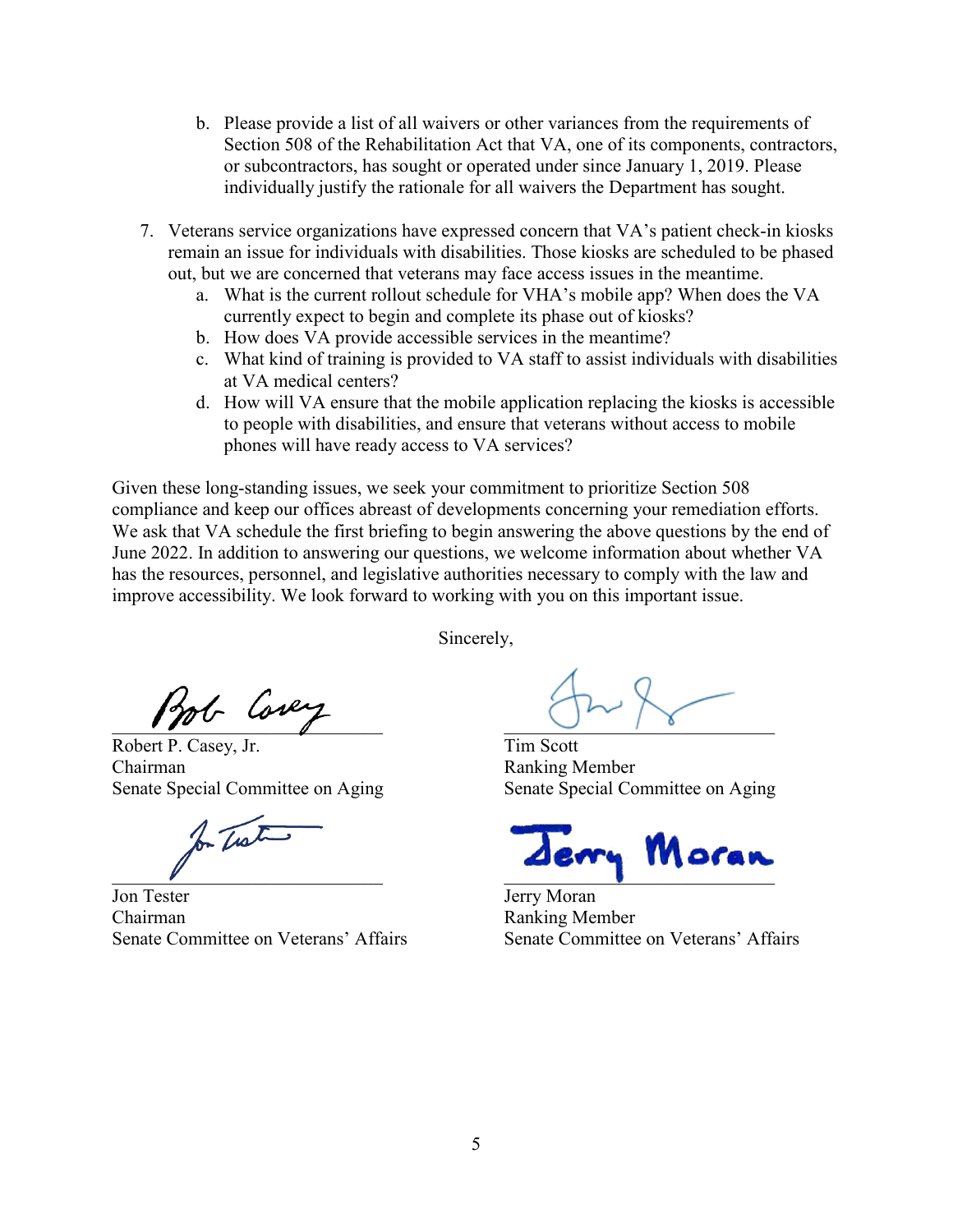b. Please provide a list of all waivers or other variances from the requirements of Section 508 of the Rehabilitation Act that VA, one of its components, contractors, or subcontractors, has sought or operated under since January 1, 2019. Please individually justify the rationale for all waivers the Department has sought.

7. Veterans service organizations have expressed concern that VA's patient check-in kiosks remain an issue for individuals with disabilities. Those kiosks are scheduled to be phased out, but we are concerned that veterans may face access issues in the meantime.
   a. What is the current rollout schedule for VHA's mobile app? When does the VA currently expect to begin and complete its phase out of kiosks?
   b. How does VA provide accessible services in the meantime?
   c. What kind of training is provided to VA staff to assist individuals with disabilities at VA medical centers?
   d. How will VA ensure that the mobile application replacing the kiosks is accessible to people with disabilities, and ensure that veterans without access to mobile phones will have ready access to VA services?

Given these long-standing issues, we seek your commitment to prioritize Section 508 compliance and keep our offices abreast of developments concerning your remediation efforts. We ask that VA schedule the first briefing to begin answering the above questions by the end of June 2022. In addition to answering our questions, we welcome information about whether VA has the resources, personnel, and legislative authorities necessary to comply with the law and improve accessibility. We look forward to working with you on this important issue.

Sincerely,

Robert P. Casey, Jr.
Chairman
Senate Special Committee on Aging

Tim Scott
Ranking Member
Senate Special Committee on Aging

Jon Tester
Chairman
Senate Committee on Veterans' Affairs

Jerry Moran
Ranking Member
Senate Committee on Veterans' Affairs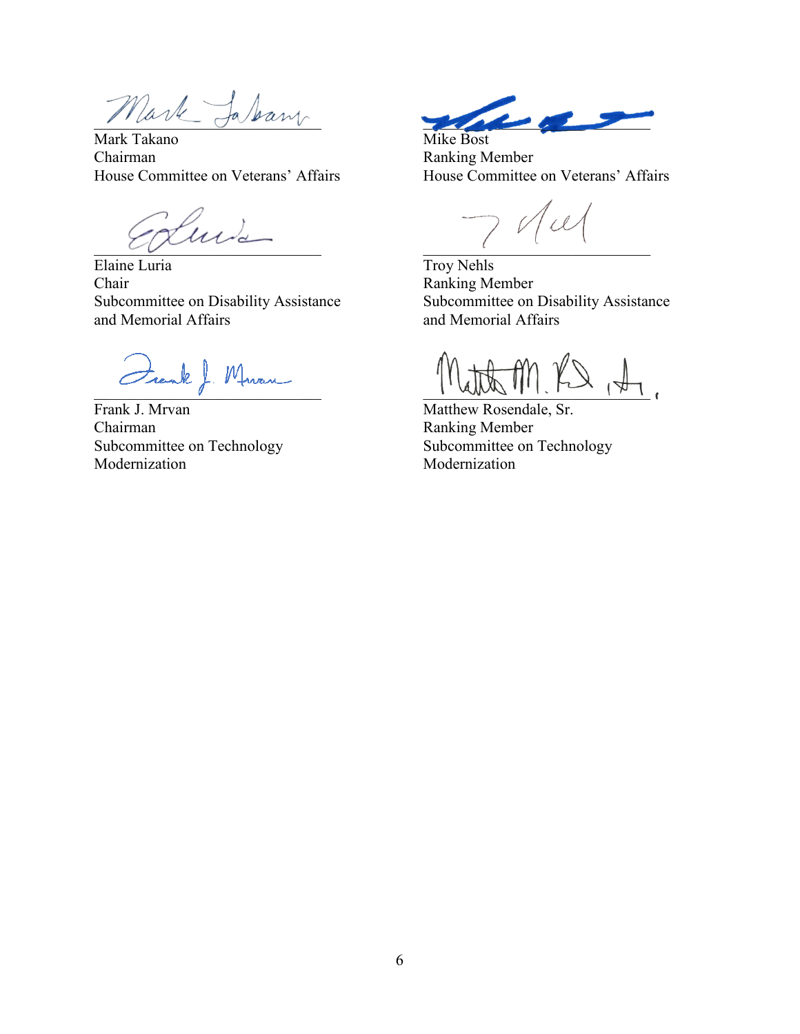Mark Takano
Chairman
House Committee on Veterans' Affairs

Mike Bost
Ranking Member
House Committee on Veterans' Affairs

Elaine Luria
Chair
Subcommittee on Disability Assistance and Memorial Affairs

Troy Nehls
Ranking Member
Subcommittee on Disability Assistance and Memorial Affairs

Frank J. Mrvan
Chairman
Subcommittee on Technology Modernization

Matthew Rosendale, Sr.
Ranking Member
Subcommittee on Technology Modernization